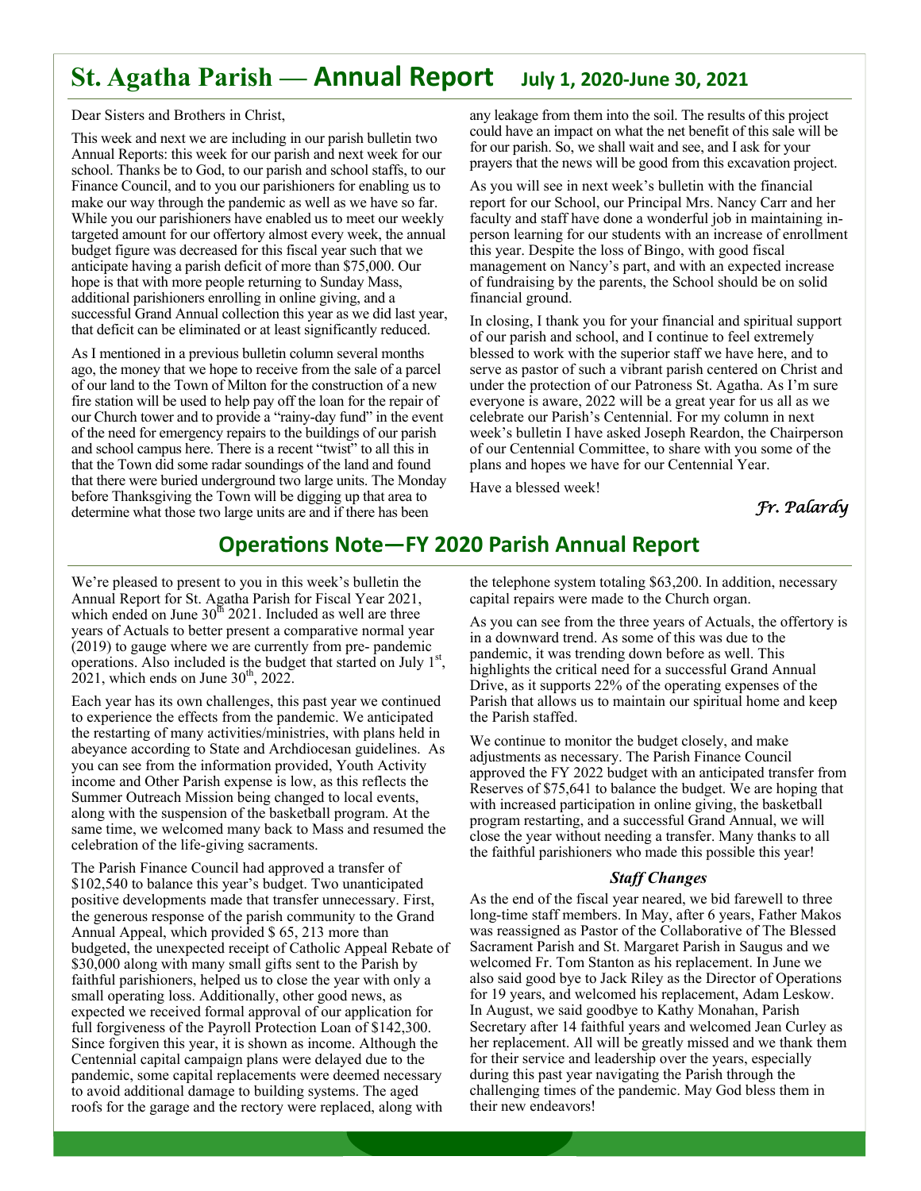# St. Agatha Parish — Annual Report July 1, 2020-June 30, 2021

Dear Sisters and Brothers in Christ,

This week and next we are including in our parish bulletin two Annual Reports: this week for our parish and next week for our school. Thanks be to God, to our parish and school staffs, to our Finance Council, and to you our parishioners for enabling us to make our way through the pandemic as well as we have so far. While you our parishioners have enabled us to meet our weekly targeted amount for our offertory almost every week, the annual budget figure was decreased for this fiscal year such that we anticipate having a parish deficit of more than $75,000. Our hope is that with more people returning to Sunday Mass, additional parishioners enrolling in online giving, and a successful Grand Annual collection this year as we did last year, that deficit can be eliminated or at least significantly reduced.

As I mentioned in a previous bulletin column several months ago, the money that we hope to receive from the sale of a parcel of our land to the Town of Milton for the construction of a new fire station will be used to help pay off the loan for the repair of our Church tower and to provide a "rainy-day fund" in the event of the need for emergency repairs to the buildings of our parish and school campus here. There is a recent "twist" to all this in that the Town did some radar soundings of the land and found that there were buried underground two large units. The Monday before Thanksgiving the Town will be digging up that area to determine what those two large units are and if there has been any leakage from them into the soil. The results of this project could have an impact on what the net benefit of this sale will be for our parish. So, we shall wait and see, and I ask for your prayers that the news will be good from this excavation project.

As you will see in next week's bulletin with the financial report for our School, our Principal Mrs. Nancy Carr and her faculty and staff have done a wonderful job in maintaining in-person learning for our students with an increase of enrollment this year. Despite the loss of Bingo, with good fiscal management on Nancy's part, and with an expected increase of fundraising by the parents, the School should be on solid financial ground.

In closing, I thank you for your financial and spiritual support of our parish and school, and I continue to feel extremely blessed to work with the superior staff we have here, and to serve as pastor of such a vibrant parish centered on Christ and under the protection of our Patroness St. Agatha. As I'm sure everyone is aware, 2022 will be a great year for us all as we celebrate our Parish's Centennial. For my column in next week's bulletin I have asked Joseph Reardon, the Chairperson of our Centennial Committee, to share with you some of the plans and hopes we have for our Centennial Year.

Have a blessed week!

*Fr. Palardy*

## Operations Note—FY 2020 Parish Annual Report

We're pleased to present to you in this week's bulletin the Annual Report for St. Agatha Parish for Fiscal Year 2021, which ended on June 30th 2021. Included as well are three years of Actuals to better present a comparative normal year (2019) to gauge where we are currently from pre- pandemic operations. Also included is the budget that started on July 1st, 2021, which ends on June 30th, 2022.

Each year has its own challenges, this past year we continued to experience the effects from the pandemic. We anticipated the restarting of many activities/ministries, with plans held in abeyance according to State and Archdiocesan guidelines. As you can see from the information provided, Youth Activity income and Other Parish expense is low, as this reflects the Summer Outreach Mission being changed to local events, along with the suspension of the basketball program. At the same time, we welcomed many back to Mass and resumed the celebration of the life-giving sacraments.

The Parish Finance Council had approved a transfer of $102,540 to balance this year's budget. Two unanticipated positive developments made that transfer unnecessary. First, the generous response of the parish community to the Grand Annual Appeal, which provided $ 65, 213 more than budgeted, the unexpected receipt of Catholic Appeal Rebate of $30,000 along with many small gifts sent to the Parish by faithful parishioners, helped us to close the year with only a small operating loss. Additionally, other good news, as expected we received formal approval of our application for full forgiveness of the Payroll Protection Loan of $142,300. Since forgiven this year, it is shown as income. Although the Centennial capital campaign plans were delayed due to the pandemic, some capital replacements were deemed necessary to avoid additional damage to building systems. The aged roofs for the garage and the rectory were replaced, along with the telephone system totaling $63,200. In addition, necessary capital repairs were made to the Church organ.

As you can see from the three years of Actuals, the offertory is in a downward trend. As some of this was due to the pandemic, it was trending down before as well. This highlights the critical need for a successful Grand Annual Drive, as it supports 22% of the operating expenses of the Parish that allows us to maintain our spiritual home and keep the Parish staffed.

We continue to monitor the budget closely, and make adjustments as necessary. The Parish Finance Council approved the FY 2022 budget with an anticipated transfer from Reserves of $75,641 to balance the budget. We are hoping that with increased participation in online giving, the basketball program restarting, and a successful Grand Annual, we will close the year without needing a transfer. Many thanks to all the faithful parishioners who made this possible this year!

### *Staff Changes*

As the end of the fiscal year neared, we bid farewell to three long-time staff members. In May, after 6 years, Father Makos was reassigned as Pastor of the Collaborative of The Blessed Sacrament Parish and St. Margaret Parish in Saugus and we welcomed Fr. Tom Stanton as his replacement. In June we also said good bye to Jack Riley as the Director of Operations for 19 years, and welcomed his replacement, Adam Leskow. In August, we said goodbye to Kathy Monahan, Parish Secretary after 14 faithful years and welcomed Jean Curley as her replacement. All will be greatly missed and we thank them for their service and leadership over the years, especially during this past year navigating the Parish through the challenging times of the pandemic. May God bless them in their new endeavors!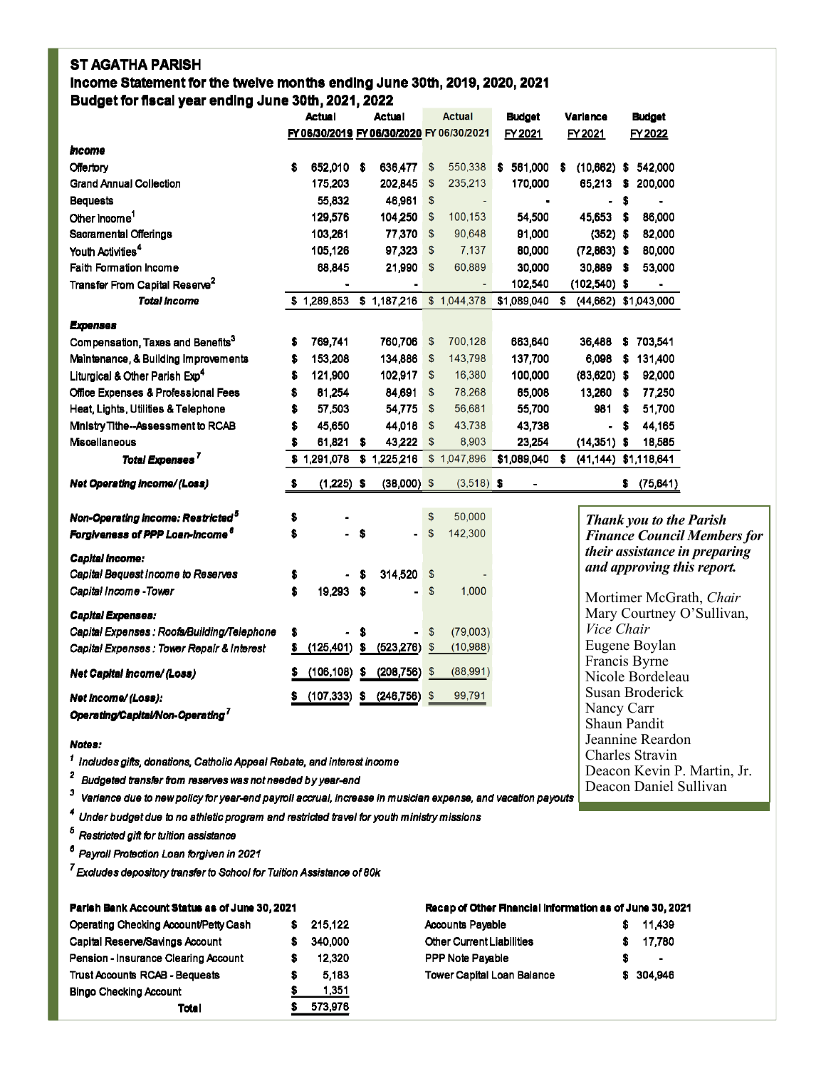# ST AGATHA PARISH

## Income Statement for the twelve months ending June 30th, 2019, 2020, 2021

## Budget for fiscal year ending June 30th, 2021, 2022

| | Actual FY 06/30/2019 | Actual FY 06/30/2020 | Actual FY 06/30/2021 | Budget FY 2021 | Variance FY 2021 | Budget FY 2022 |
|---|---|---|---|---|---|---|
| ***Income*** | | | | | | |
| Offertory | $ 652,010 | $ 636,477 | $ 550,338 | $ 561,000 | $ (10,662) | $ 542,000 |
| Grand Annual Collection | 175,203 | 202,845 | $ 235,213 | 170,000 | 65,213 | $ 200,000 |
| Bequests | 55,832 | 46,961 | $ - | - | - | $ - |
| Other Income[1] | 129,576 | 104,250 | $ 100,153 | 54,500 | 45,653 | $ 86,000 |
| Sacramental Offerings | 103,261 | 77,370 | $ 90,648 | 91,000 | (352) | $ 82,000 |
| Youth Activities[4] | 105,126 | 97,323 | $ 7,137 | 80,000 | (72,863) | $ 80,000 |
| Faith Formation Income | 68,845 | 21,990 | $ 60,889 | 30,000 | 30,889 | $ 53,000 |
| Transfer From Capital Reserve[2] | - | - | - | 102,540 | (102,540) | $ - |
| ***Total Income*** | $ 1,289,853 | $ 1,187,216 | $ 1,044,378 | $1,089,040 | $ (44,662) | $1,043,000 |
| ***Expenses*** | | | | | | |
| Compensation, Taxes and Benefits[3] | $ 769,741 | 760,706 | $ 700,128 | 663,640 | 36,488 | $ 703,541 |
| Maintenance, & Building Improvements | $ 153,208 | 134,886 | $ 143,798 | 137,700 | 6,098 | $ 131,400 |
| Liturgical & Other Parish Exp[4] | $ 121,900 | 102,917 | $ 16,380 | 100,000 | (83,620) | $ 92,000 |
| Office Expenses & Professional Fees | $ 81,254 | 84,691 | $ 78,268 | 65,008 | 13,260 | $ 77,250 |
| Heat, Lights, Utilities & Telephone | $ 57,503 | 54,775 | $ 56,681 | 55,700 | 981 | $ 51,700 |
| Ministry Tithe--Assessment to RCAB | $ 45,650 | 44,018 | $ 43,738 | 43,738 | - | $ 44,165 |
| Miscellaneous | $ 61,821 | $ 43,222 | $ 8,903 | 23,254 | (14,351) | $ 18,585 |
| ***Total Expenses***[7] | $ 1,291,078 | $ 1,225,216 | $ 1,047,896 | $1,089,040 | $ (41,144) | $1,118,641 |
| ***Net Operating Income/(Loss)*** | $ (1,225) | $ (38,000) | $ (3,518) | $ - | | $ (75,641) |
| ***Non-Operating Income: Restricted***[5] | $ - | | $ 50,000 | | | |
| ***Forgiveness of PPP Loan-Income***[6] | $ - | $ - | $ 142,300 | | | |
| ***Capital Income:*** | | | | | | |
| *Capital Bequest Income to Reserves* | $ - | $ 314,520 | $ - | | | |
| *Capital Income -Tower* | $ 19,293 | $ - | $ 1,000 | | | |
| ***Capital Expenses:*** | | | | | | |
| *Capital Expenses : Roofs/Building/Telephone* | $ - | $ - | $ (79,003) | | | |
| *Capital Expenses : Tower Repair & Interest* | $ (125,401) | $ (523,276) | $ (10,988) | | | |
| ***Net Capital Income/(Loss)*** | $ (106,108) | $ (208,756) | $ (88,991) | | | |
| ***Net Income/(Loss): Operating/Capital/Non-Operating***[7] | $ (107,333) | $ (246,756) | $ 99,791 | | | |

***Notes:***

[1] *Includes gifts, donations, Catholic Appeal Rebate, and interest income*

[2] *Budgeted transfer from reserves was not needed by year-end*

[3] *Variance due to new policy for year-end payroll accrual, increase in musician expense, and vacation payouts*

[4] *Under budget due to no athletic program and restricted travel for youth ministry missions*

[5] *Restricted gift for tuition assistance*

[6] *Payroll Protection Loan forgiven in 2021*

[7] *Excludes depository transfer to School for Tuition Assistance of 80k*

***Thank you to the Parish Finance Council Members for their assistance in preparing and approving this report.***

Mortimer McGrath, *Chair*
Mary Courtney O'Sullivan, *Vice Chair*
Eugene Boylan
Francis Byrne
Nicole Bordeleau
Susan Broderick
Nancy Carr
Shaun Pandit
Jeannine Reardon
Charles Stravin
Deacon Kevin P. Martin, Jr.
Deacon Daniel Sullivan

**Parish Bank Account Status as of June 30, 2021**

| Account | Amount |
|---|---|
| Operating Checking Account/Petty Cash | $ 215,122 |
| Capital Reserve/Savings Account | $ 340,000 |
| Pension - Insurance Clearing Account | $ 12,320 |
| Trust Accounts RCAB - Bequests | $ 5,183 |
| Bingo Checking Account | $ 1,351 |
| **Total** | $ 573,976 |

**Recap of Other Financial Information as of June 30, 2021**

| Item | Amount |
|---|---|
| Accounts Payable | $ 11,439 |
| Other Current Liabilities | $ 17,780 |
| PPP Note Payable | $ - |
| Tower Capital Loan Balance | $ 304,946 |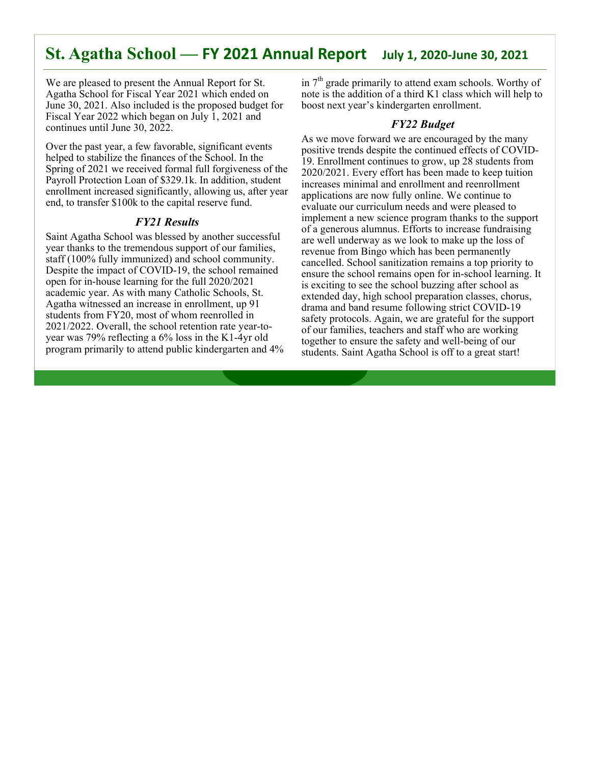# St. Agatha School — FY 2021 Annual Report July 1, 2020-June 30, 2021

We are pleased to present the Annual Report for St. Agatha School for Fiscal Year 2021 which ended on June 30, 2021. Also included is the proposed budget for Fiscal Year 2022 which began on July 1, 2021 and continues until June 30, 2022.

Over the past year, a few favorable, significant events helped to stabilize the finances of the School. In the Spring of 2021 we received formal full forgiveness of the Payroll Protection Loan of $329.1k. In addition, student enrollment increased significantly, allowing us, after year end, to transfer $100k to the capital reserve fund.

### *FY21 Results*

Saint Agatha School was blessed by another successful year thanks to the tremendous support of our families, staff (100% fully immunized) and school community. Despite the impact of COVID-19, the school remained open for in-house learning for the full 2020/2021 academic year. As with many Catholic Schools, St. Agatha witnessed an increase in enrollment, up 91 students from FY20, most of whom reenrolled in 2021/2022. Overall, the school retention rate year-to-year was 79% reflecting a 6% loss in the K1-4yr old program primarily to attend public kindergarten and 4% in 7th grade primarily to attend exam schools. Worthy of note is the addition of a third K1 class which will help to boost next year's kindergarten enrollment.

### *FY22 Budget*

As we move forward we are encouraged by the many positive trends despite the continued effects of COVID-19. Enrollment continues to grow, up 28 students from 2020/2021. Every effort has been made to keep tuition increases minimal and enrollment and reenrollment applications are now fully online. We continue to evaluate our curriculum needs and were pleased to implement a new science program thanks to the support of a generous alumnus. Efforts to increase fundraising are well underway as we look to make up the loss of revenue from Bingo which has been permanently cancelled. School sanitization remains a top priority to ensure the school remains open for in-school learning. It is exciting to see the school buzzing after school as extended day, high school preparation classes, chorus, drama and band resume following strict COVID-19 safety protocols. Again, we are grateful for the support of our families, teachers and staff who are working together to ensure the safety and well-being of our students. Saint Agatha School is off to a great start!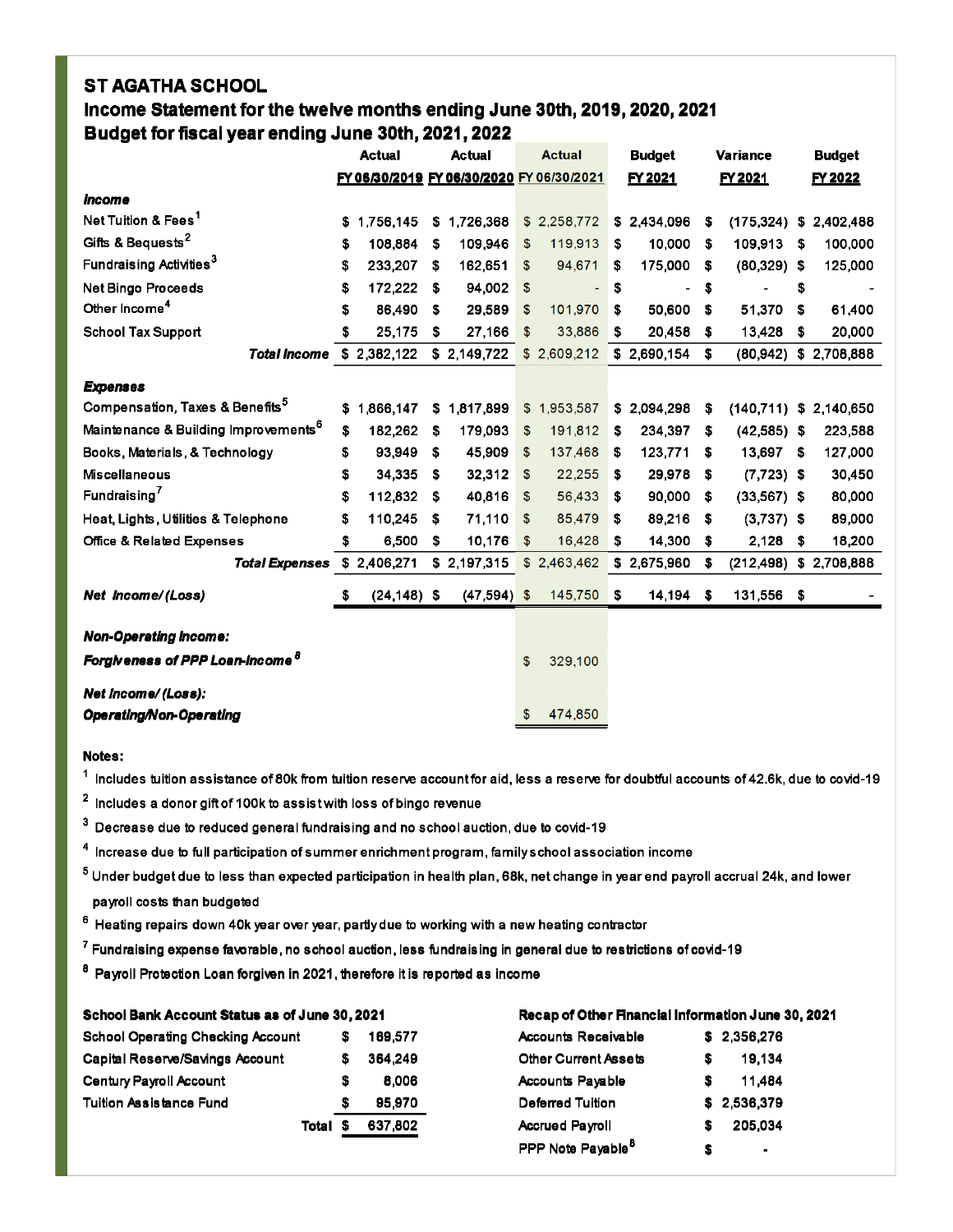# ST AGATHA SCHOOL

## Income Statement for the twelve months ending June 30th, 2019, 2020, 2021

## Budget for fiscal year ending June 30th, 2021, 2022

| | Actual FY 06/30/2019 | Actual FY 06/30/2020 | Actual FY 06/30/2021 | Budget FY 2021 | Variance FY 2021 | Budget FY 2022 |
|---|---|---|---|---|---|---|
| ***Income*** | | | | | | |
| Net Tuition & Fees[1] | $ 1,756,145 | $ 1,726,368 | $ 2,258,772 | $ 2,434,096 | $ (175,324) | $ 2,402,488 |
| Gifts & Bequests[2] | $ 108,884 | $ 109,946 | $ 119,913 | $ 10,000 | $ 109,913 | $ 100,000 |
| Fundraising Activities[3] | $ 233,207 | $ 162,651 | $ 94,671 | $ 175,000 | $ (80,329) | $ 125,000 |
| Net Bingo Proceeds | $ 172,222 | $ 94,002 | $ - | $ - | $ - | $ - |
| Other Income[4] | $ 86,490 | $ 29,589 | $ 101,970 | $ 50,600 | $ 51,370 | $ 61,400 |
| School Tax Support | $ 25,175 | $ 27,166 | $ 33,886 | $ 20,458 | $ 13,428 | $ 20,000 |
| ***Total Income*** | $ 2,382,122 | $ 2,149,722 | $ 2,609,212 | $ 2,690,154 | $ (80,942) | $ 2,708,888 |
| ***Expenses*** | | | | | | |
| Compensation, Taxes & Benefits[5] | $ 1,866,147 | $ 1,817,899 | $ 1,953,587 | $ 2,094,298 | $ (140,711) | $ 2,140,650 |
| Maintenance & Building Improvements[6] | $ 182,262 | $ 179,093 | $ 191,812 | $ 234,397 | $ (42,585) | $ 223,588 |
| Books, Materials, & Technology | $ 93,949 | $ 45,909 | $ 137,468 | $ 123,771 | $ 13,697 | $ 127,000 |
| Miscellaneous | $ 34,335 | $ 32,312 | $ 22,255 | $ 29,978 | $ (7,723) | $ 30,450 |
| Fundraising[7] | $ 112,832 | $ 40,816 | $ 56,433 | $ 90,000 | $ (33,567) | $ 80,000 |
| Heat, Lights, Utilities & Telephone | $ 110,245 | $ 71,110 | $ 85,479 | $ 89,216 | $ (3,737) | $ 89,000 |
| Office & Related Expenses | $ 6,500 | $ 10,176 | $ 16,428 | $ 14,300 | $ 2,128 | $ 18,200 |
| ***Total Expenses*** | $ 2,406,271 | $ 2,197,315 | $ 2,463,462 | $ 2,675,960 | $ (212,498) | $ 2,708,888 |
| ***Net Income/(Loss)*** | $ (24,148) | $ (47,594) | $ 145,750 | $ 14,194 | $ 131,556 | $ - |
| ***Non-Operating Income:*** | | | | | | |
| ***Forgiveness of PPP Loan-Income[8]*** | | | $ 329,100 | | | |
| ***Net Income/(Loss): Operating/Non-Operating*** | | | $ 474,850 | | | |

**Notes:**

[1] Includes tuition assistance of 80k from tuition reserve account for aid, less a reserve for doubtful accounts of 42.6k, due to covid-19

[2] Includes a donor gift of 100k to assist with loss of bingo revenue

[3] Decrease due to reduced general fundraising and no school auction, due to covid-19

[4] Increase due to full participation of summer enrichment program, family school association income

[5] Under budget due to less than expected participation in health plan, 68k, net change in year end payroll accrual 24k, and lower payroll costs than budgeted

[6] Heating repairs down 40k year over year, partly due to working with a new heating contractor

[7] Fundraising expense favorable, no school auction, less fundraising in general due to restrictions of covid-19

[8] Payroll Protection Loan forgiven in 2021, therefore it is reported as income

**School Bank Account Status as of June 30, 2021**

| | |
|---|---|
| School Operating Checking Account | $ 169,577 |
| Capital Reserve/Savings Account | $ 364,249 |
| Century Payroll Account | $ 8,006 |
| Tuition Assistance Fund | $ 95,970 |
| Total | $ 637,802 |

**Recap of Other Financial Information June 30, 2021**

| | |
|---|---|
| Accounts Receivable | $ 2,356,276 |
| Other Current Assets | $ 19,134 |
| Accounts Payable | $ 11,484 |
| Deferred Tuition | $ 2,536,379 |
| Accrued Payroll | $ 205,034 |
| PPP Note Payable[8] | $ - |